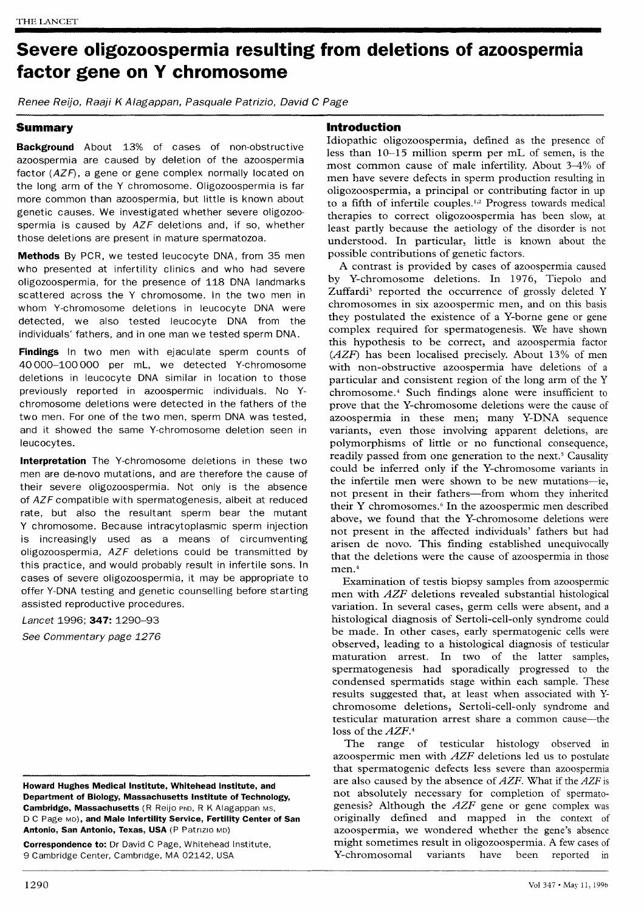# Severe oligozoospermia resulting from deletions of azoospermia factor gene on Y chromosome

*Renee Reijo, Raaji K Alagappan, Pasquale Patrizio, David C Page*

## Summary

**Background** About 13% of cases of non-obstructive azoospermia are caused by deletion of the azoospermia factor (*AZF*), a gene or gene complex normally located on the long arm of the Y chromosome. Oligozoospermia is far more common than azoospermia, but little is known about genetic causes. We investigated whether severe oligozoospermia is caused by *AZF* deletions and, if so, whether those deletions are present in mature spermatozoa.

**Methods** By PCR, we tested leucocyte DNA, from 35 men who presented at infertility clinics and who had severe oligozoospermia, for the presence of 118 DNA landmarks scattered across the Y chromosome. In the two men in whom Y-chromosome deletions in leucocyte DNA were detected, we also tested leucocyte DNA from the individuals' fathers, and in one man we tested sperm DNA.

**Findings** In two men with ejaculate sperm counts of 40 000–100 000 per mL, we detected Y-chromosome deletions in leucocyte DNA similar in location to those previously reported in azoospermic individuals. No Y-chromosome deletions were detected in the fathers of the two men. For one of the two men, sperm DNA was tested, and it showed the same Y-chromosome deletion seen in leucocytes.

**Interpretation** The Y-chromosome deletions in these two men are de-novo mutations, and are therefore the cause of their severe oligozoospermia. Not only is the absence of *AZF* compatible with spermatogenesis, albeit at reduced rate, but also the resultant sperm bear the mutant Y chromosome. Because intracytoplasmic sperm injection is increasingly used as a means of circumventing oligozoospermia, *AZF* deletions could be transmitted by this practice, and would probably result in infertile sons. In cases of severe oligozoospermia, it may be appropriate to offer Y-DNA testing and genetic counselling before starting assisted reproductive procedures.

*Lancet* 1996; **347:** 1290–93

*See Commentary page 1276*

## Introduction

Idiopathic oligozoospermia, defined as the presence of less than 10–15 million sperm per mL of semen, is the most common cause of male infertility. About 3–4% of men have severe defects in sperm production resulting in oligozoospermia, a principal or contributing factor in up to a fifth of infertile couples.[1,2] Progress towards medical therapies to correct oligozoospermia has been slow, at least partly because the aetiology of the disorder is not understood. In particular, little is known about the possible contributions of genetic factors.

A contrast is provided by cases of azoospermia caused by Y-chromosome deletions. In 1976, Tiepolo and Zuffardi[3] reported the occurrence of grossly deleted Y chromosomes in six azoospermic men, and on this basis they postulated the existence of a Y-borne gene or gene complex required for spermatogenesis. We have shown this hypothesis to be correct, and azoospermia factor (*AZF*) has been localised precisely. About 13% of men with non-obstructive azoospermia have deletions of a particular and consistent region of the long arm of the Y chromosome.[4] Such findings alone were insufficient to prove that the Y-chromosome deletions were the cause of azoospermia in these men; many Y-DNA sequence variants, even those involving apparent deletions, are polymorphisms of little or no functional consequence, readily passed from one generation to the next.[5] Causality could be inferred only if the Y-chromosome variants in the infertile men were shown to be new mutations—ie, not present in their fathers—from whom they inherited their Y chromosomes.[6] In the azoospermic men described above, we found that the Y-chromosome deletions were not present in the affected individuals' fathers but had arisen de novo. This finding established unequivocally that the deletions were the cause of azoospermia in those men.[4]

Examination of testis biopsy samples from azoospermic men with *AZF* deletions revealed substantial histological variation. In several cases, germ cells were absent, and a histological diagnosis of Sertoli-cell-only syndrome could be made. In other cases, early spermatogenic cells were observed, leading to a histological diagnosis of testicular maturation arrest. In two of the latter samples, spermatogenesis had sporadically progressed to the condensed spermatids stage within each sample. These results suggested that, at least when associated with Y-chromosome deletions, Sertoli-cell-only syndrome and testicular maturation arrest share a common cause—the loss of the *AZF*.[4]

The range of testicular histology observed in azoospermic men with *AZF* deletions led us to postulate that spermatogenic defects less severe than azoospermia are also caused by the absence of *AZF*. What if the *AZF* is not absolutely necessary for completion of spermatogenesis? Although the *AZF* gene or gene complex was originally defined and mapped in the context of azoospermia, we wondered whether the gene's absence might sometimes result in oligozoospermia. A few cases of Y-chromosomal variants have been reported in

**Howard Hughes Medical Institute, Whitehead Institute, and Department of Biology, Massachusetts Institute of Technology, Cambridge, Massachusetts** (R Reijo PhD, R K Alagappan MS, D C Page MD), **and Male Infertility Service, Fertility Center of San Antonio, San Antonio, Texas, USA** (P Patrizio MD)

**Correspondence to:** Dr David C Page, Whitehead Institute, 9 Cambridge Center, Cambridge, MA 02142, USA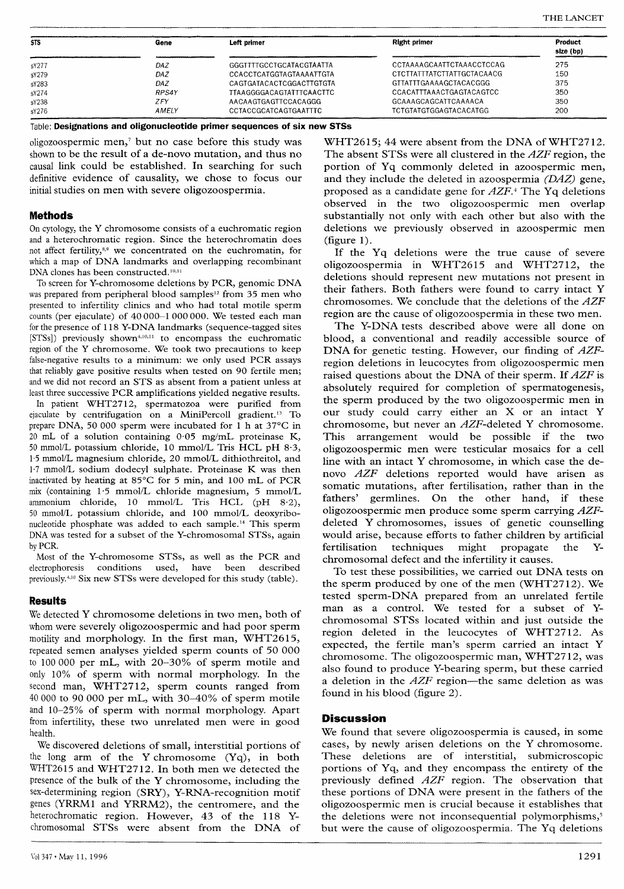| STS | Gene | Left primer | Right primer | Product size (bp) |
|---|---|---|---|---|
| sY277 | *DAZ* | GGGTTTTGCCTGCATACGTAATTA | CCTAAAAGCAATTCTAAACCTCCAG | 275 |
| sY279 | *DAZ* | CCACCTCATGGTAGTAAAATTGTA | CTCTTATTTATCTTATTGCTACAACG | 150 |
| sY283 | *DAZ* | CAGTGATACACTCGGACTTGTGTA | GTTATTTGAAAAGCTACACGGG | 375 |
| sY274 | *RPS4Y* | TTAAGGGGACAGTATTTCAACTTC | CCACATTTAAACTGAGTACAGTCC | 350 |
| sY238 | *ZFY* | AACAAGTGAGTTCCACAGGG | GCAAAGCAGCATTCAAAACA | 350 |
| sY276 | *AMELY* | CCTACCGCATCAGTGAATTTC | TCTGTATGTGGAGTACACATGG | 200 |

Table: **Designations and oligonucleotide primer sequences of six new STSs**

oligozoospermic men,[7] but no case before this study was shown to be the result of a de-novo mutation, and thus no causal link could be established. In searching for such definitive evidence of causality, we chose to focus our initial studies on men with severe oligozoospermia.

## Methods

On cytology, the Y chromosome consists of a euchromatic region and a heterochromatic region. Since the heterochromatin does not affect fertility,[8,9] we concentrated on the euchromatin, for which a map of DNA landmarks and overlapping recombinant DNA clones has been constructed.[10,11]

To screen for Y-chromosome deletions by PCR, genomic DNA was prepared from peripheral blood samples[12] from 35 men who presented to infertility clinics and who had total motile sperm counts (per ejaculate) of 40 000–1 000 000. We tested each man for the presence of 118 Y-DNA landmarks (sequence-tagged sites [STSs]) previously shown[4,10,11] to encompass the euchromatic region of the Y chromosome. We took two precautions to keep false-negative results to a minimum: we only used PCR assays that reliably gave positive results when tested on 90 fertile men; and we did not record an STS as absent from a patient unless at least three successive PCR amplifications yielded negative results.

In patient WHT2712, spermatozoa were purified from ejaculate by centrifugation on a MiniPercoll gradient.[13] To prepare DNA, 50 000 sperm were incubated for 1 h at 37°C in 20 mL of a solution containing 0·05 mg/mL proteinase K, 50 mmol/L potassium chloride, 10 mmol/L Tris HCL pH 8·3, 1·5 mmol/L magnesium chloride, 20 mmol/L dithiothreitol, and 1·7 mmol/L sodium dodecyl sulphate. Proteinase K was then inactivated by heating at 85°C for 5 min, and 100 mL of PCR mix (containing 1·5 mmol/L chloride magnesium, 5 mmol/L ammonium chloride, 10 mmol/L Tris HCL (pH 8·2), 50 mmol/L potassium chloride, and 100 mmol/L deoxyribonucleotide phosphate was added to each sample.[14] This sperm DNA was tested for a subset of the Y-chromosomal STSs, again by PCR.

Most of the Y-chromosome STSs, as well as the PCR and electrophoresis conditions used, have been described previously.[4,10] Six new STSs were developed for this study (table).

## Results

We detected Y chromosome deletions in two men, both of whom were severely oligozoospermic and had poor sperm motility and morphology. In the first man, WHT2615, repeated semen analyses yielded sperm counts of 50 000 to 100 000 per mL, with 20–30% of sperm motile and only 10% of sperm with normal morphology. In the second man, WHT2712, sperm counts ranged from 40 000 to 90 000 per mL, with 30–40% of sperm motile and 10–25% of sperm with normal morphology. Apart from infertility, these two unrelated men were in good health.

We discovered deletions of small, interstitial portions of the long arm of the Y chromosome (Yq), in both WHT2615 and WHT2712. In both men we detected the presence of the bulk of the Y chromosome, including the sex-determining region (SRY), Y-RNA-recognition motif genes (YRRM1 and YRRM2), the centromere, and the heterochromatic region. However, 43 of the 118 Y-chromosomal STSs were absent from the DNA of WHT2615; 44 were absent from the DNA of WHT2712. The absent STSs were all clustered in the *AZF* region, the portion of Yq commonly deleted in azoospermic men, and they include the deleted in azoospermia *(DAZ)* gene, proposed as a candidate gene for *AZF*.[4] The Yq deletions observed in the two oligozoospermic men overlap substantially not only with each other but also with the deletions we previously observed in azoospermic men (figure 1).

If the Yq deletions were the true cause of severe oligozoospermia in WHT2615 and WHT2712, the deletions should represent new mutations not present in their fathers. Both fathers were found to carry intact Y chromosomes. We conclude that the deletions of the *AZF* region are the cause of oligozoospermia in these two men.

The Y-DNA tests described above were all done on blood, a conventional and readily accessible source of DNA for genetic testing. However, our finding of *AZF*-region deletions in leucocytes from oligozoospermic men raised questions about the DNA of their sperm. If *AZF* is absolutely required for completion of spermatogenesis, the sperm produced by the two oligozoospermic men in our study could carry either an X or an intact Y chromosome, but never an *AZF*-deleted Y chromosome. This arrangement would be possible if the two oligozoospermic men were testicular mosaics for a cell line with an intact Y chromosome, in which case the de-novo *AZF* deletions reported would have arisen as somatic mutations, after fertilisation, rather than in the fathers' germlines. On the other hand, if these oligozoospermic men produce some sperm carrying *AZF*-deleted Y chromosomes, issues of genetic counselling would arise, because efforts to father children by artificial fertilisation techniques might propagate the Y-chromosomal defect and the infertility it causes.

To test these possibilities, we carried out DNA tests on the sperm produced by one of the men (WHT2712). We tested sperm-DNA prepared from an unrelated fertile man as a control. We tested for a subset of Y-chromosomal STSs located within and just outside the region deleted in the leucocytes of WHT2712. As expected, the fertile man's sperm carried an intact Y chromosome. The oligozoospermic man, WHT2712, was also found to produce Y-bearing sperm, but these carried a deletion in the *AZF* region—the same deletion as was found in his blood (figure 2).

## Discussion

We found that severe oligozoospermia is caused, in some cases, by newly arisen deletions on the Y chromosome. These deletions are of interstitial, submicroscopic portions of Yq, and they encompass the entirety of the previously defined *AZF* region. The observation that these portions of DNA were present in the fathers of the oligozoospermic men is crucial because it establishes that the deletions were not inconsequential polymorphisms,[5] but were the cause of oligozoospermia. The Yq deletions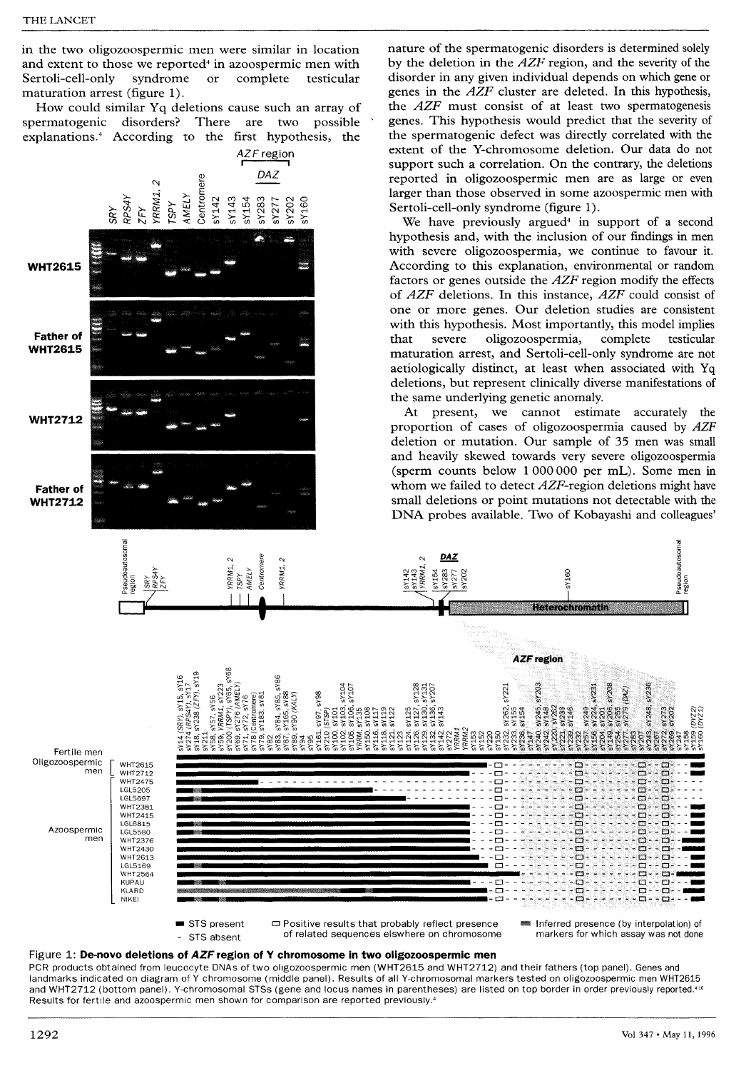in the two oligozoospermic men were similar in location and extent to those we reported[4] in azoospermic men with Sertoli-cell-only syndrome or complete testicular maturation arrest (figure 1).

How could similar Yq deletions cause such an array of spermatogenic disorders? There are two possible explanations.[4] According to the first hypothesis, the nature of the spermatogenic disorders is determined solely by the deletion in the *AZF* region, and the severity of the disorder in any given individual depends on which gene or genes in the *AZF* cluster are deleted. In this hypothesis, the *AZF* must consist of at least two spermatogenesis genes. This hypothesis would predict that the severity of the spermatogenic defect was directly correlated with the extent of the Y-chromosome deletion. Our data do not support such a correlation. On the contrary, the deletions reported in oligozoospermic men are as large or even larger than those observed in some azoospermic men with Sertoli-cell-only syndrome (figure 1).

We have previously argued[4] in support of a second hypothesis and, with the inclusion of our findings in men with severe oligozoospermia, we continue to favour it. According to this explanation, environmental or random factors or genes outside the *AZF* region modify the effects of *AZF* deletions. In this instance, *AZF* could consist of one or more genes. Our deletion studies are consistent with this hypothesis. Most importantly, this model implies that severe oligozoospermia, complete testicular maturation arrest, and Sertoli-cell-only syndrome are not aetiologically distinct, at least when associated with Yq deletions, but represent clinically diverse manifestations of the same underlying genetic anomaly.

At present, we cannot estimate accurately the proportion of cases of oligozoospermia caused by *AZF* deletion or mutation. Our sample of 35 men was small and heavily skewed towards very severe oligozoospermia (sperm counts below 1 000 000 per mL). Some men in whom we failed to detect *AZF*-region deletions might have small deletions or point mutations not detectable with the DNA probes available. Two of Kobayashi and colleagues'

Figure 1: **De-novo deletions of *AZF* region of Y chromosome in two oligozoospermic men**

PCR products obtained from leucocyte DNAs of two oligozoospermic men (WHT2615 and WHT2712) and their fathers (top panel). Genes and landmarks indicated on diagram of Y chromosome (middle panel). Results of all Y-chromosomal markers tested on oligozoospermic men WHT2615 and WHT2712 (bottom panel). Y-chromosomal STSs (gene and locus names in parentheses) are listed on top border in order previously reported.[4,10] Results for fertile and azoospermic men shown for comparison are reported previously.[4]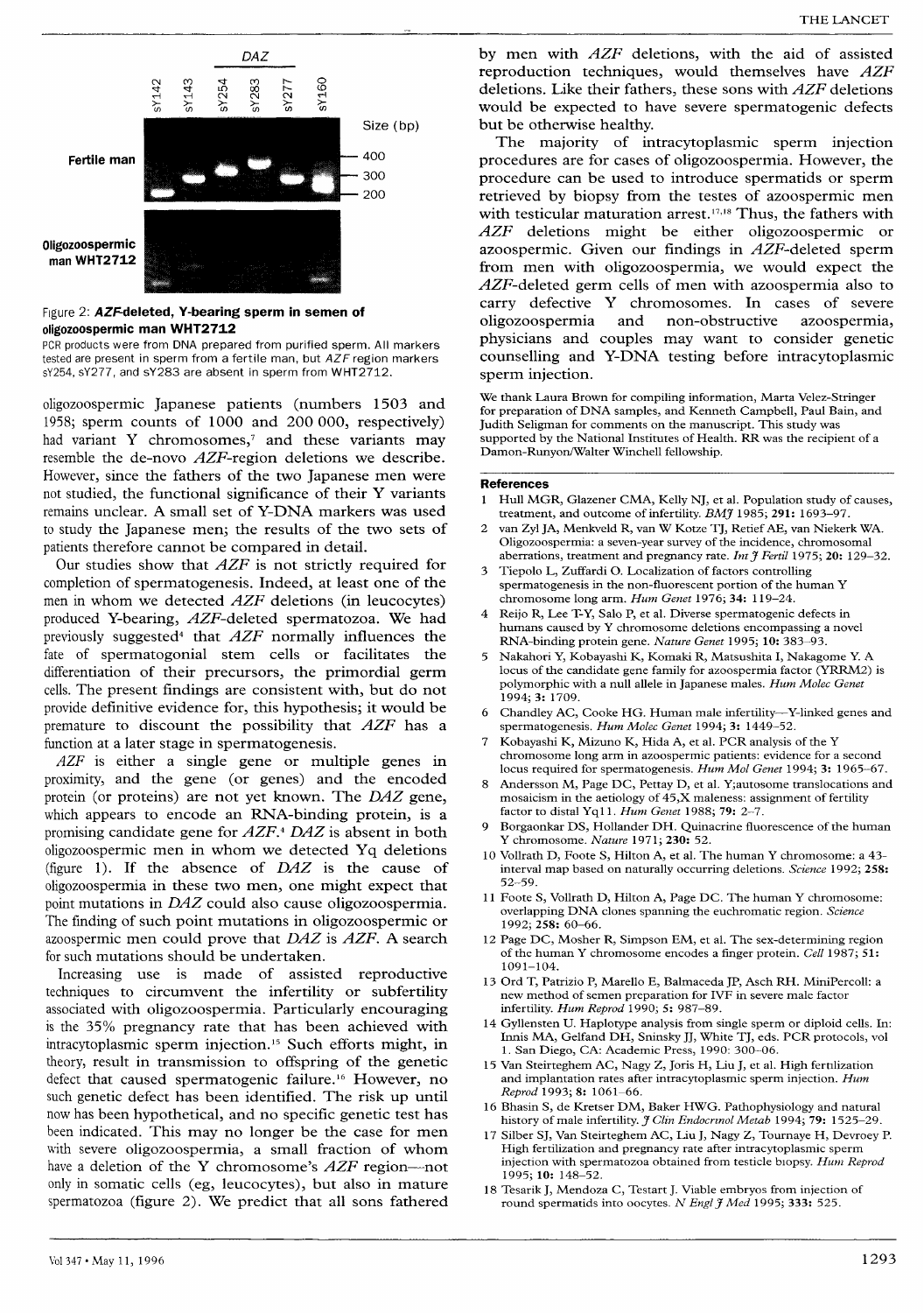DAZ

sY142 sY143 sY254 sY283 sY277 sY160

Size (bp)

Fertile man

400
300
200

Oligozoospermic man WHT2712

Figure 2: **AZF-deleted, Y-bearing sperm in semen of oligozoospermic man WHT2712**

PCR products were from DNA prepared from purified sperm. All markers tested are present in sperm from a fertile man, but *AZF* region markers sY254, sY277, and sY283 are absent in sperm from WHT2712.

oligozoospermic Japanese patients (numbers 1503 and 1958; sperm counts of 1000 and 200 000, respectively) had variant Y chromosomes,[7] and these variants may resemble the de-novo *AZF*-region deletions we describe. However, since the fathers of the two Japanese men were not studied, the functional significance of their Y variants remains unclear. A small set of Y-DNA markers was used to study the Japanese men; the results of the two sets of patients therefore cannot be compared in detail.

Our studies show that *AZF* is not strictly required for completion of spermatogenesis. Indeed, at least one of the men in whom we detected *AZF* deletions (in leucocytes) produced Y-bearing, *AZF*-deleted spermatozoa. We had previously suggested[4] that *AZF* normally influences the fate of spermatogonial stem cells or facilitates the differentiation of their precursors, the primordial germ cells. The present findings are consistent with, but do not provide definitive evidence for, this hypothesis; it would be premature to discount the possibility that *AZF* has a function at a later stage in spermatogenesis.

*AZF* is either a single gene or multiple genes in proximity, and the gene (or genes) and the encoded protein (or proteins) are not yet known. The *DAZ* gene, which appears to encode an RNA-binding protein, is a promising candidate gene for *AZF*.[4] *DAZ* is absent in both oligozoospermic men in whom we detected Yq deletions (figure 1). If the absence of *DAZ* is the cause of oligozoospermia in these two men, one might expect that point mutations in *DAZ* could also cause oligozoospermia. The finding of such point mutations in oligozoospermic or azoospermic men could prove that *DAZ* is *AZF*. A search for such mutations should be undertaken.

Increasing use is made of assisted reproductive techniques to circumvent the infertility or subfertility associated with oligozoospermia. Particularly encouraging is the 35% pregnancy rate that has been achieved with intracytoplasmic sperm injection.[15] Such efforts might, in theory, result in transmission to offspring of the genetic defect that caused spermatogenic failure.[16] However, no such genetic defect has been identified. The risk up until now has been hypothetical, and no specific genetic test has been indicated. This may no longer be the case for men with severe oligozoospermia, a small fraction of whom have a deletion of the Y chromosome's *AZF* region—not only in somatic cells (eg, leucocytes), but also in mature spermatozoa (figure 2). We predict that all sons fathered by men with *AZF* deletions, with the aid of assisted reproduction techniques, would themselves have *AZF* deletions. Like their fathers, these sons with *AZF* deletions would be expected to have severe spermatogenic defects but be otherwise healthy.

The majority of intracytoplasmic sperm injection procedures are for cases of oligozoospermia. However, the procedure can be used to introduce spermatids or sperm retrieved by biopsy from the testes of azoospermic men with testicular maturation arrest.[17,18] Thus, the fathers with *AZF* deletions might be either oligozoospermic or azoospermic. Given our findings in *AZF*-deleted sperm from men with oligozoospermia, we would expect the *AZF*-deleted germ cells of men with azoospermia also to carry defective Y chromosomes. In cases of severe oligozoospermia and non-obstructive azoospermia, physicians and couples may want to consider genetic counselling and Y-DNA testing before intracytoplasmic sperm injection.

We thank Laura Brown for compiling information, Marta Velez-Stringer for preparation of DNA samples, and Kenneth Campbell, Paul Bain, and Judith Seligman for comments on the manuscript. This study was supported by the National Institutes of Health. RR was the recipient of a Damon-Runyon/Walter Winchell fellowship.

## References

1. Hull MGR, Glazener CMA, Kelly NJ, et al. Population study of causes, treatment, and outcome of infertility. *BMJ* 1985; **291:** 1693–97.
2. van Zyl JA, Menkveld R, van W Kotze TJ, Retief AE, van Niekerk WA. Oligozoospermia: a seven-year survey of the incidence, chromosomal aberrations, treatment and pregnancy rate. *Int J Fertil* 1975; **20:** 129–32.
3. Tiepolo L, Zuffardi O. Localization of factors controlling spermatogenesis in the non-fluorescent portion of the human Y chromosome long arm. *Hum Genet* 1976; **34:** 119–24.
4. Reijo R, Lee T-Y, Salo P, et al. Diverse spermatogenic defects in humans caused by Y chromosome deletions encompassing a novel RNA-binding protein gene. *Nature Genet* 1995; **10:** 383–93.
5. Nakahori Y, Kobayashi K, Komaki R, Matsushita I, Nakagome Y. A locus of the candidate gene family for azoospermia factor (YRRM2) is polymorphic with a null allele in Japanese males. *Hum Molec Genet* 1994; **3:** 1709.
6. Chandley AC, Cooke HG. Human male infertility—Y-linked genes and spermatogenesis. *Hum Molec Genet* 1994; **3:** 1449–52.
7. Kobayashi K, Mizuno K, Hida A, et al. PCR analysis of the Y chromosome long arm in azoospermic patients: evidence for a second locus required for spermatogenesis. *Hum Mol Genet* 1994; **3:** 1965–67.
8. Andersson M, Page DC, Pettay D, et al. Y;autosome translocations and mosaicism in the aetiology of 45,X maleness: assignment of fertility factor to distal Yq11. *Hum Genet* 1988; **79:** 2–7.
9. Borgaonkar DS, Hollander DH. Quinacrine fluorescence of the human Y chromosome. *Nature* 1971; **230:** 52.
10. Vollrath D, Foote S, Hilton A, et al. The human Y chromosome: a 43-interval map based on naturally occurring deletions. *Science* 1992; **258:** 52–59.
11. Foote S, Vollrath D, Hilton A, Page DC. The human Y chromosome: overlapping DNA clones spanning the euchromatic region. *Science* 1992; **258:** 60–66.
12. Page DC, Mosher R, Simpson EM, et al. The sex-determining region of the human Y chromosome encodes a finger protein. *Cell* 1987; **51:** 1091–104.
13. Ord T, Patrizio P, Marello E, Balmaceda JP, Asch RH. MiniPercoll: a new method of semen preparation for IVF in severe male factor infertility. *Hum Reprod* 1990; **5:** 987–89.
14. Gyllensten U. Haplotype analysis from single sperm or diploid cells. In: Innis MA, Gelfand DH, Sninsky JJ, White TJ, eds. PCR protocols, vol 1. San Diego, CA: Academic Press, 1990: 300–06.
15. Van Steirteghem AC, Nagy Z, Joris H, Liu J, et al. High fertilization and implantation rates after intracytoplasmic sperm injection. *Hum Reprod* 1993; **8:** 1061–66.
16. Bhasin S, de Kretser DM, Baker HWG. Pathophysiology and natural history of male infertility. *J Clin Endocrinol Metab* 1994; **79:** 1525–29.
17. Silber SJ, Van Steirteghem AC, Liu J, Nagy Z, Tournaye H, Devroey P. High fertilization and pregnancy rate after intracytoplasmic sperm injection with spermatozoa obtained from testicle biopsy. *Hum Reprod* 1995; **10:** 148–52.
18. Tesarik J, Mendoza C, Testart J. Viable embryos from injection of round spermatids into oocytes. *N Engl J Med* 1995; **333:** 525.